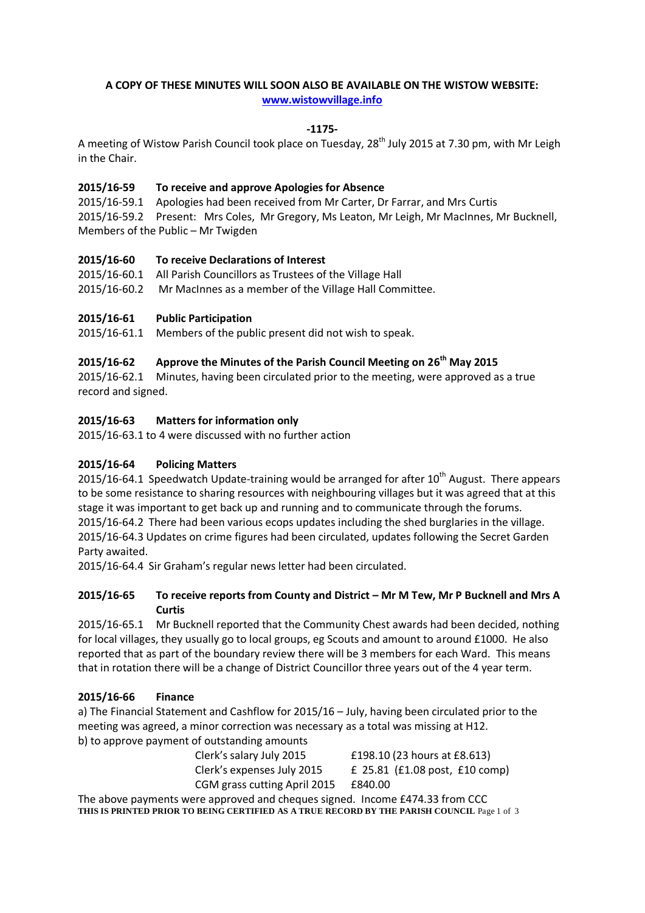**A COPY OF THESE MINUTES WILL SOON ALSO BE AVAILABLE ON THE WISTOW WEBSITE:**
**www.wistowvillage.info**

**-1175-**

A meeting of Wistow Parish Council took place on Tuesday, 28th July 2015 at 7.30 pm, with Mr Leigh in the Chair.

### 2015/16-59 To receive and approve Apologies for Absence

2015/16-59.1 Apologies had been received from Mr Carter, Dr Farrar, and Mrs Curtis

2015/16-59.2 Present: Mrs Coles, Mr Gregory, Ms Leaton, Mr Leigh, Mr MacInnes, Mr Bucknell, Members of the Public – Mr Twigden

### 2015/16-60 To receive Declarations of Interest

2015/16-60.1 All Parish Councillors as Trustees of the Village Hall

2015/16-60.2 Mr MacInnes as a member of the Village Hall Committee.

### 2015/16-61 Public Participation

2015/16-61.1 Members of the public present did not wish to speak.

### 2015/16-62 Approve the Minutes of the Parish Council Meeting on 26th May 2015

2015/16-62.1 Minutes, having been circulated prior to the meeting, were approved as a true record and signed.

### 2015/16-63 Matters for information only

2015/16-63.1 to 4 were discussed with no further action

### 2015/16-64 Policing Matters

2015/16-64.1 Speedwatch Update-training would be arranged for after 10th August. There appears to be some resistance to sharing resources with neighbouring villages but it was agreed that at this stage it was important to get back up and running and to communicate through the forums.

2015/16-64.2 There had been various ecops updates including the shed burglaries in the village.

2015/16-64.3 Updates on crime figures had been circulated, updates following the Secret Garden Party awaited.

2015/16-64.4 Sir Graham's regular news letter had been circulated.

### 2015/16-65 To receive reports from County and District – Mr M Tew, Mr P Bucknell and Mrs A Curtis

2015/16-65.1 Mr Bucknell reported that the Community Chest awards had been decided, nothing for local villages, they usually go to local groups, eg Scouts and amount to around £1000. He also reported that as part of the boundary review there will be 3 members for each Ward. This means that in rotation there will be a change of District Councillor three years out of the 4 year term.

### 2015/16-66 Finance

a) The Financial Statement and Cashflow for 2015/16 – July, having been circulated prior to the meeting was agreed, a minor correction was necessary as a total was missing at H12.

b) to approve payment of outstanding amounts

| | |
|---|---|
| Clerk's salary July 2015 | £198.10 (23 hours at £8.613) |
| Clerk's expenses July 2015 | £ 25.81 (£1.08 post, £10 comp) |
| CGM grass cutting April 2015 | £840.00 |

The above payments were approved and cheques signed. Income £474.33 from CCC

**THIS IS PRINTED PRIOR TO BEING CERTIFIED AS A TRUE RECORD BY THE PARISH COUNCIL**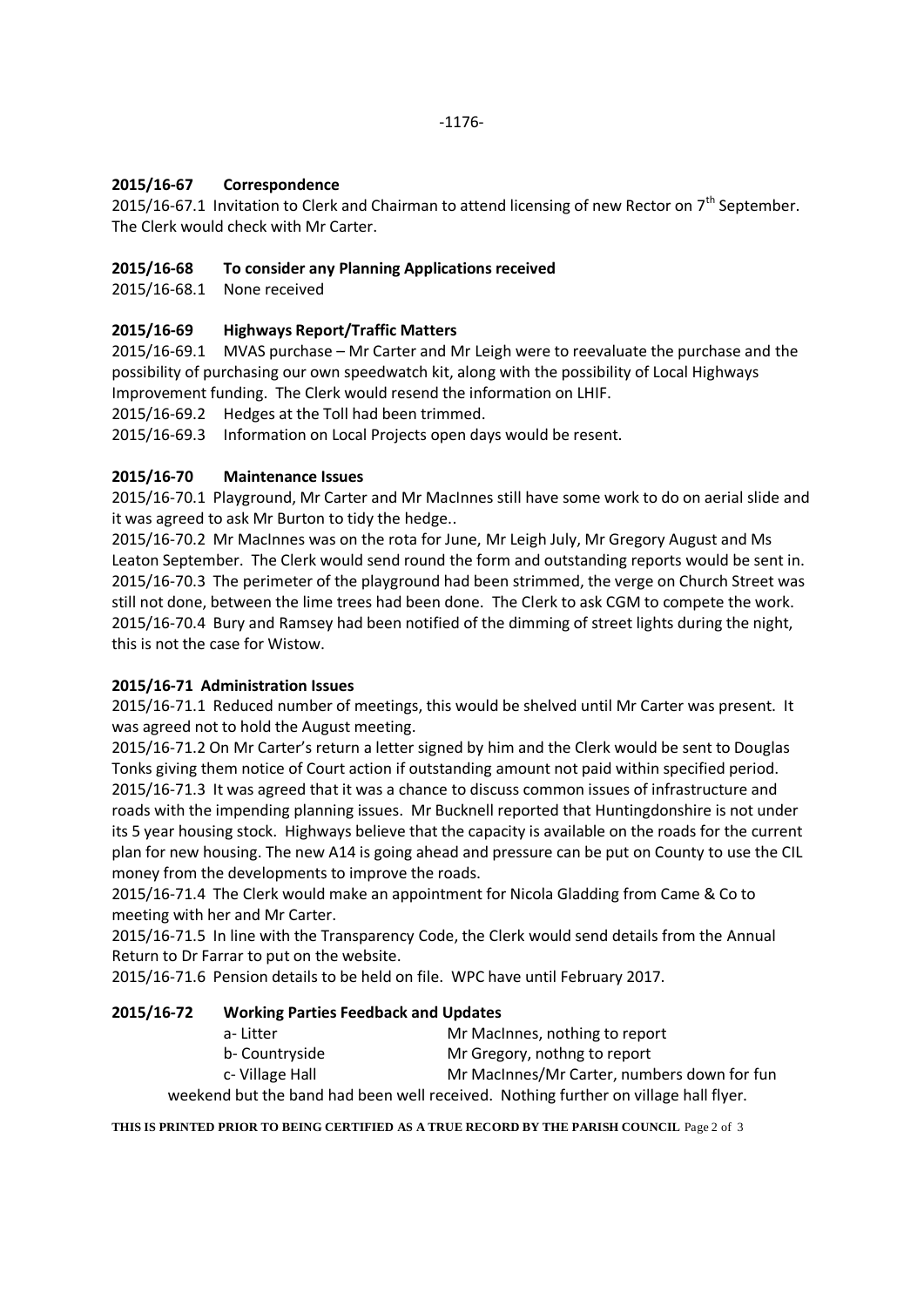## 2015/16-67 Correspondence

2015/16-67.1 Invitation to Clerk and Chairman to attend licensing of new Rector on 7th September. The Clerk would check with Mr Carter.

## 2015/16-68 To consider any Planning Applications received

2015/16-68.1 None received

## 2015/16-69 Highways Report/Traffic Matters

2015/16-69.1 MVAS purchase – Mr Carter and Mr Leigh were to reevaluate the purchase and the possibility of purchasing our own speedwatch kit, along with the possibility of Local Highways Improvement funding. The Clerk would resend the information on LHIF.

2015/16-69.2 Hedges at the Toll had been trimmed.

2015/16-69.3 Information on Local Projects open days would be resent.

## 2015/16-70 Maintenance Issues

2015/16-70.1 Playground, Mr Carter and Mr MacInnes still have some work to do on aerial slide and it was agreed to ask Mr Burton to tidy the hedge..

2015/16-70.2 Mr MacInnes was on the rota for June, Mr Leigh July, Mr Gregory August and Ms Leaton September. The Clerk would send round the form and outstanding reports would be sent in.

2015/16-70.3 The perimeter of the playground had been strimmed, the verge on Church Street was still not done, between the lime trees had been done. The Clerk to ask CGM to compete the work.

2015/16-70.4 Bury and Ramsey had been notified of the dimming of street lights during the night, this is not the case for Wistow.

## 2015/16-71 Administration Issues

2015/16-71.1 Reduced number of meetings, this would be shelved until Mr Carter was present. It was agreed not to hold the August meeting.

2015/16-71.2 On Mr Carter's return a letter signed by him and the Clerk would be sent to Douglas Tonks giving them notice of Court action if outstanding amount not paid within specified period.

2015/16-71.3 It was agreed that it was a chance to discuss common issues of infrastructure and roads with the impending planning issues. Mr Bucknell reported that Huntingdonshire is not under its 5 year housing stock. Highways believe that the capacity is available on the roads for the current plan for new housing. The new A14 is going ahead and pressure can be put on County to use the CIL money from the developments to improve the roads.

2015/16-71.4 The Clerk would make an appointment for Nicola Gladding from Came & Co to meeting with her and Mr Carter.

2015/16-71.5 In line with the Transparency Code, the Clerk would send details from the Annual Return to Dr Farrar to put on the website.

2015/16-71.6 Pension details to be held on file. WPC have until February 2017.

## 2015/16-72 Working Parties Feedback and Updates

a- Litter — Mr MacInnes, nothing to report

b- Countryside — Mr Gregory, nothng to report

c- Village Hall — Mr MacInnes/Mr Carter, numbers down for fun weekend but the band had been well received. Nothing further on village hall flyer.

**THIS IS PRINTED PRIOR TO BEING CERTIFIED AS A TRUE RECORD BY THE PARISH COUNCIL**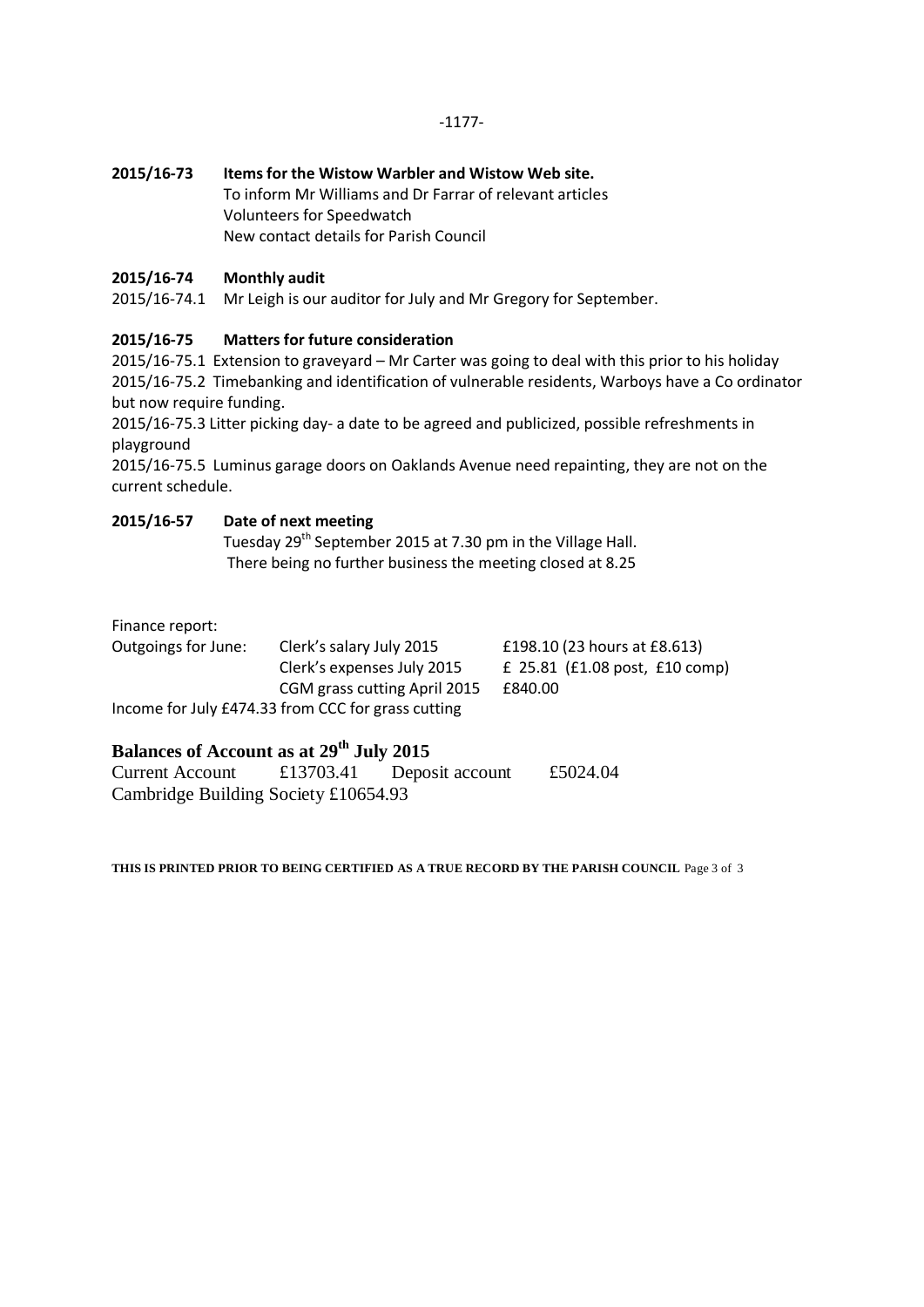**2015/16-73 Items for the Wistow Warbler and Wistow Web site.**

To inform Mr Williams and Dr Farrar of relevant articles
Volunteers for Speedwatch
New contact details for Parish Council

**2015/16-74 Monthly audit**

2015/16-74.1 Mr Leigh is our auditor for July and Mr Gregory for September.

**2015/16-75 Matters for future consideration**

2015/16-75.1 Extension to graveyard – Mr Carter was going to deal with this prior to his holiday

2015/16-75.2 Timebanking and identification of vulnerable residents, Warboys have a Co ordinator but now require funding.

2015/16-75.3 Litter picking day- a date to be agreed and publicized, possible refreshments in playground

2015/16-75.5 Luminus garage doors on Oaklands Avenue need repainting, they are not on the current schedule.

**2015/16-57 Date of next meeting**

Tuesday 29th September 2015 at 7.30 pm in the Village Hall.
There being no further business the meeting closed at 8.25

Finance report:

| | | |
|---|---|---|
| Outgoings for June: | Clerk's salary July 2015 | £198.10 (23 hours at £8.613) |
| | Clerk's expenses July 2015 | £ 25.81 (£1.08 post, £10 comp) |
| | CGM grass cutting April 2015 | £840.00 |

Income for July £474.33 from CCC for grass cutting

## Balances of Account as at 29th July 2015

Current Account £13703.41 Deposit account £5024.04
Cambridge Building Society £10654.93

**THIS IS PRINTED PRIOR TO BEING CERTIFIED AS A TRUE RECORD BY THE PARISH COUNCIL**